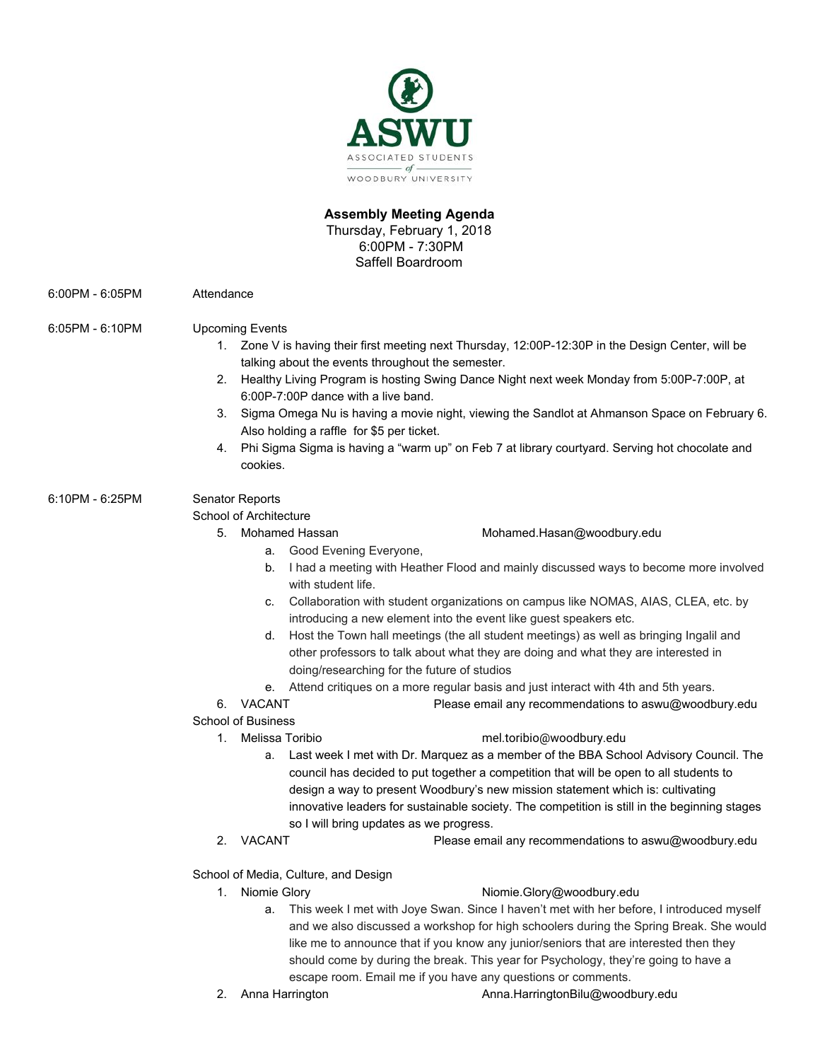ASWU
ASSOCIATED STUDENTS of WOODBURY UNIVERSITY

**Assembly Meeting Agenda**
Thursday, February 1, 2018
6:00PM - 7:30PM
Saffell Boardroom

6:00PM - 6:05PM Attendance

6:05PM - 6:10PM Upcoming Events

1. Zone V is having their first meeting next Thursday, 12:00P-12:30P in the Design Center, will be talking about the events throughout the semester.
2. Healthy Living Program is hosting Swing Dance Night next week Monday from 5:00P-7:00P, at 6:00P-7:00P dance with a live band.
3. Sigma Omega Nu is having a movie night, viewing the Sandlot at Ahmanson Space on February 6. Also holding a raffle for $5 per ticket.
4. Phi Sigma Sigma is having a "warm up" on Feb 7 at library courtyard. Serving hot chocolate and cookies.

6:10PM - 6:25PM Senator Reports

School of Architecture

5. Mohamed Hassan Mohamed.Hasan@woodbury.edu
   a. Good Evening Everyone,
   b. I had a meeting with Heather Flood and mainly discussed ways to become more involved with student life.
   c. Collaboration with student organizations on campus like NOMAS, AIAS, CLEA, etc. by introducing a new element into the event like guest speakers etc.
   d. Host the Town hall meetings (the all student meetings) as well as bringing Ingalil and other professors to talk about what they are doing and what they are interested in doing/researching for the future of studios
   e. Attend critiques on a more regular basis and just interact with 4th and 5th years.
6. VACANT Please email any recommendations to aswu@woodbury.edu

School of Business

1. Melissa Toribio mel.toribio@woodbury.edu
   a. Last week I met with Dr. Marquez as a member of the BBA School Advisory Council. The council has decided to put together a competition that will be open to all students to design a way to present Woodbury's new mission statement which is: cultivating innovative leaders for sustainable society. The competition is still in the beginning stages so I will bring updates as we progress.
2. VACANT Please email any recommendations to aswu@woodbury.edu

School of Media, Culture, and Design

1. Niomie Glory Niomie.Glory@woodbury.edu
   a. This week I met with Joye Swan. Since I haven't met with her before, I introduced myself and we also discussed a workshop for high schoolers during the Spring Break. She would like me to announce that if you know any junior/seniors that are interested then they should come by during the break. This year for Psychology, they're going to have a escape room. Email me if you have any questions or comments.
2. Anna Harrington Anna.HarringtonBilu@woodbury.edu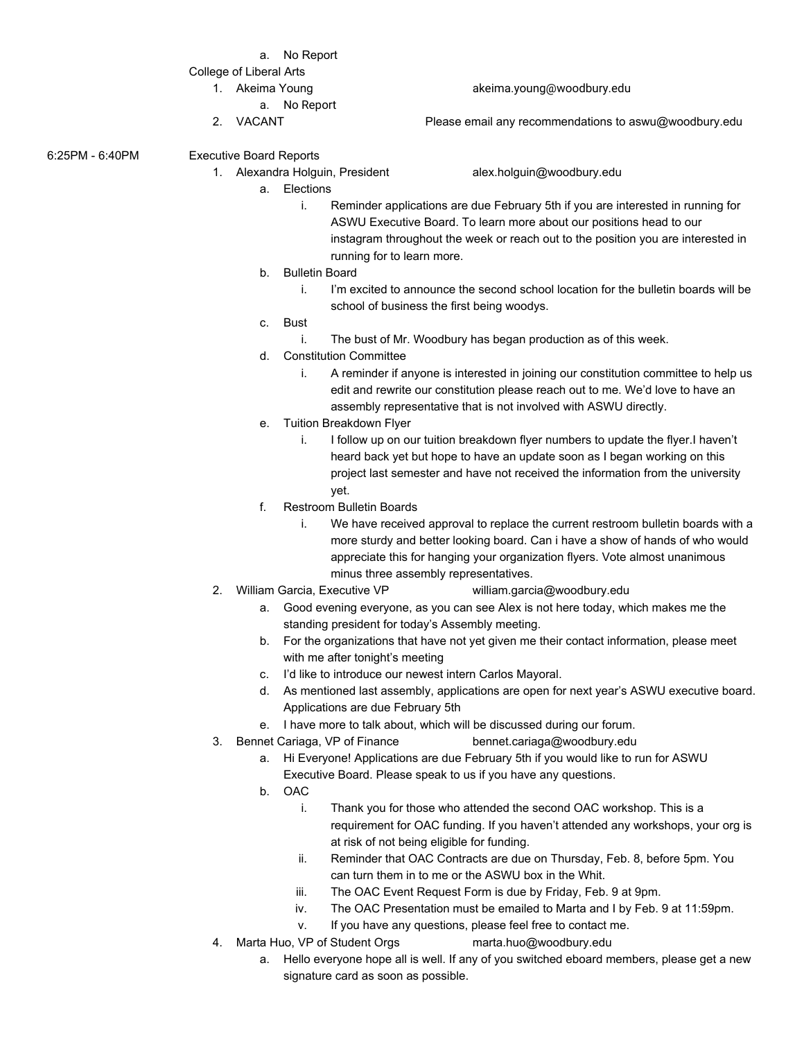a. No Report

College of Liberal Arts

1. Akeima Young akeima.young@woodbury.edu
   a. No Report
2. VACANT Please email any recommendations to aswu@woodbury.edu

6:25PM - 6:40PM Executive Board Reports

1. Alexandra Holguin, President alex.holguin@woodbury.edu
   a. Elections
      i. Reminder applications are due February 5th if you are interested in running for ASWU Executive Board. To learn more about our positions head to our instagram throughout the week or reach out to the position you are interested in running for to learn more.
   b. Bulletin Board
      i. I'm excited to announce the second school location for the bulletin boards will be school of business the first being woodys.
   c. Bust
      i. The bust of Mr. Woodbury has began production as of this week.
   d. Constitution Committee
      i. A reminder if anyone is interested in joining our constitution committee to help us edit and rewrite our constitution please reach out to me. We'd love to have an assembly representative that is not involved with ASWU directly.
   e. Tuition Breakdown Flyer
      i. I follow up on our tuition breakdown flyer numbers to update the flyer.I haven't heard back yet but hope to have an update soon as I began working on this project last semester and have not received the information from the university yet.
   f. Restroom Bulletin Boards
      i. We have received approval to replace the current restroom bulletin boards with a more sturdy and better looking board. Can i have a show of hands of who would appreciate this for hanging your organization flyers. Vote almost unanimous minus three assembly representatives.
2. William Garcia, Executive VP william.garcia@woodbury.edu
   a. Good evening everyone, as you can see Alex is not here today, which makes me the standing president for today's Assembly meeting.
   b. For the organizations that have not yet given me their contact information, please meet with me after tonight's meeting
   c. I'd like to introduce our newest intern Carlos Mayoral.
   d. As mentioned last assembly, applications are open for next year's ASWU executive board. Applications are due February 5th
   e. I have more to talk about, which will be discussed during our forum.
3. Bennet Cariaga, VP of Finance bennet.cariaga@woodbury.edu
   a. Hi Everyone! Applications are due February 5th if you would like to run for ASWU Executive Board. Please speak to us if you have any questions.
   b. OAC
      i. Thank you for those who attended the second OAC workshop. This is a requirement for OAC funding. If you haven't attended any workshops, your org is at risk of not being eligible for funding.
      ii. Reminder that OAC Contracts are due on Thursday, Feb. 8, before 5pm. You can turn them in to me or the ASWU box in the Whit.
      iii. The OAC Event Request Form is due by Friday, Feb. 9 at 9pm.
      iv. The OAC Presentation must be emailed to Marta and I by Feb. 9 at 11:59pm.
      v. If you have any questions, please feel free to contact me.
4. Marta Huo, VP of Student Orgs marta.huo@woodbury.edu
   a. Hello everyone hope all is well. If any of you switched eboard members, please get a new signature card as soon as possible.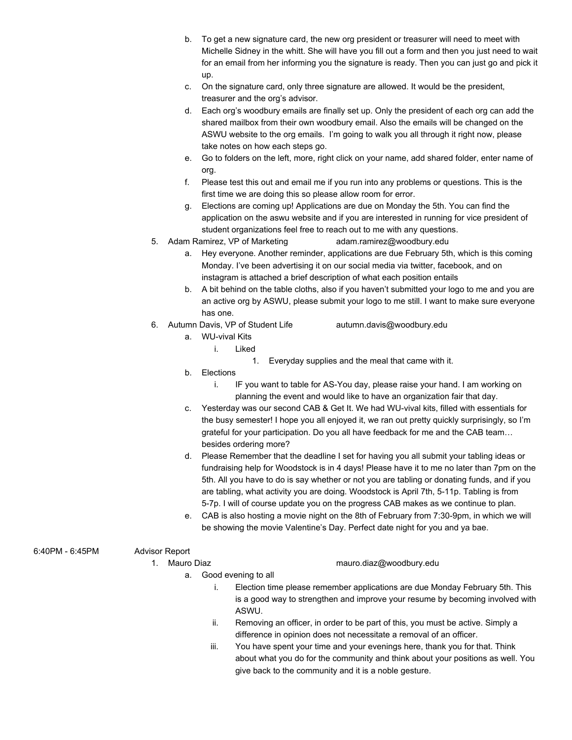b. To get a new signature card, the new org president or treasurer will need to meet with Michelle Sidney in the whitt. She will have you fill out a form and then you just need to wait for an email from her informing you the signature is ready. Then you can just go and pick it up.

c. On the signature card, only three signature are allowed. It would be the president, treasurer and the org's advisor.

d. Each org's woodbury emails are finally set up. Only the president of each org can add the shared mailbox from their own woodbury email. Also the emails will be changed on the ASWU website to the org emails. I'm going to walk you all through it right now, please take notes on how each steps go.

e. Go to folders on the left, more, right click on your name, add shared folder, enter name of org.

f. Please test this out and email me if you run into any problems or questions. This is the first time we are doing this so please allow room for error.

g. Elections are coming up! Applications are due on Monday the 5th. You can find the application on the aswu website and if you are interested in running for vice president of student organizations feel free to reach out to me with any questions.

5. Adam Ramirez, VP of Marketing adam.ramirez@woodbury.edu
    a. Hey everyone. Another reminder, applications are due February 5th, which is this coming Monday. I've been advertising it on our social media via twitter, facebook, and on instagram is attached a brief description of what each position entails
    b. A bit behind on the table cloths, also if you haven't submitted your logo to me and you are an active org by ASWU, please submit your logo to me still. I want to make sure everyone has one.

6. Autumn Davis, VP of Student Life autumn.davis@woodbury.edu
    a. WU-vival Kits
        i. Liked
            1. Everyday supplies and the meal that came with it.
    b. Elections
        i. IF you want to table for AS-You day, please raise your hand. I am working on planning the event and would like to have an organization fair that day.
    c. Yesterday was our second CAB & Get It. We had WU-vival kits, filled with essentials for the busy semester! I hope you all enjoyed it, we ran out pretty quickly surprisingly, so I'm grateful for your participation. Do you all have feedback for me and the CAB team… besides ordering more?
    d. Please Remember that the deadline I set for having you all submit your tabling ideas or fundraising help for Woodstock is in 4 days! Please have it to me no later than 7pm on the 5th. All you have to do is say whether or not you are tabling or donating funds, and if you are tabling, what activity you are doing. Woodstock is April 7th, 5-11p. Tabling is from 5-7p. I will of course update you on the progress CAB makes as we continue to plan.
    e. CAB is also hosting a movie night on the 8th of February from 7:30-9pm, in which we will be showing the movie Valentine's Day. Perfect date night for you and ya bae.

6:40PM - 6:45PM Advisor Report

1. Mauro Diaz mauro.diaz@woodbury.edu
    a. Good evening to all
        i. Election time please remember applications are due Monday February 5th. This is a good way to strengthen and improve your resume by becoming involved with ASWU.
        ii. Removing an officer, in order to be part of this, you must be active. Simply a difference in opinion does not necessitate a removal of an officer.
        iii. You have spent your time and your evenings here, thank you for that. Think about what you do for the community and think about your positions as well. You give back to the community and it is a noble gesture.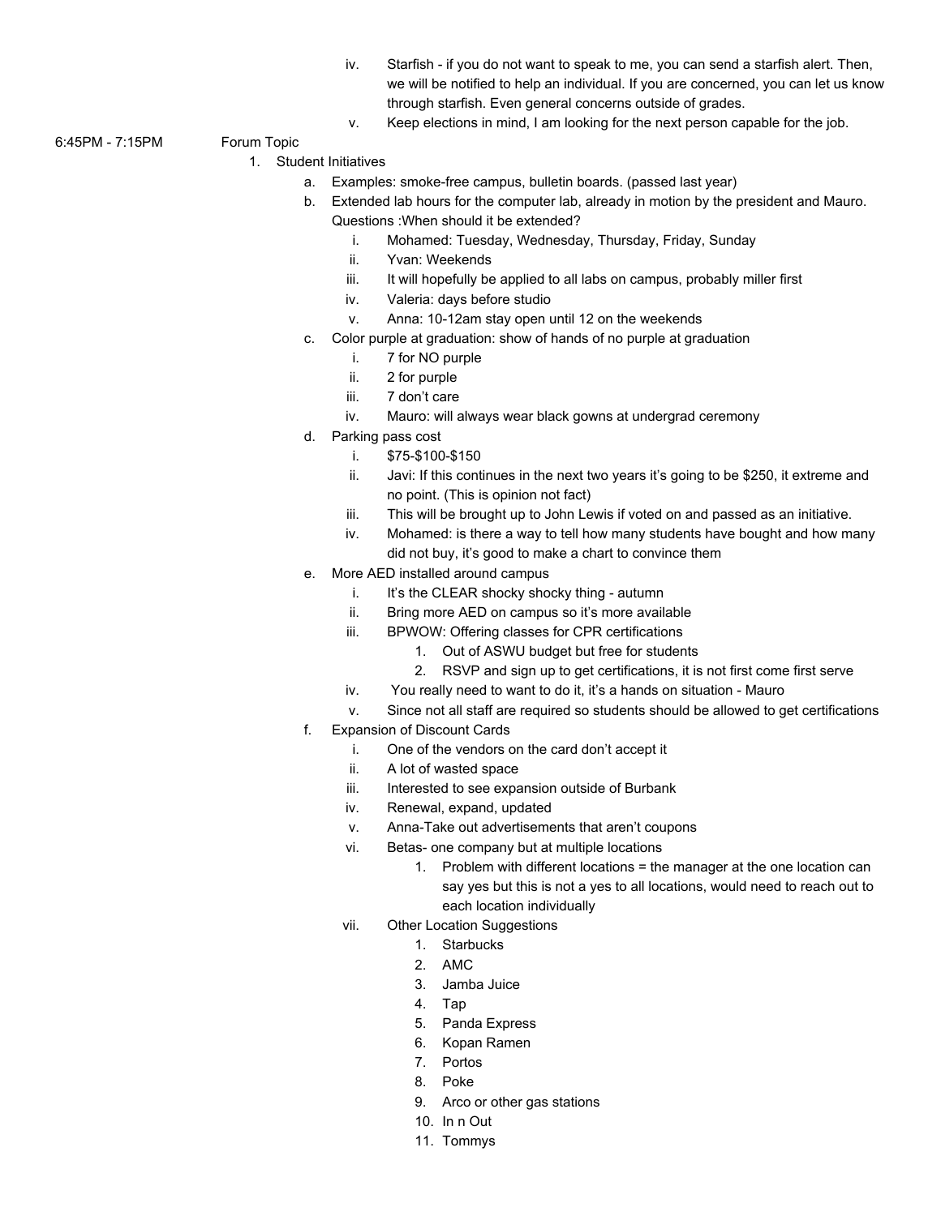iv. Starfish - if you do not want to speak to me, you can send a starfish alert. Then, we will be notified to help an individual. If you are concerned, you can let us know through starfish. Even general concerns outside of grades.

v. Keep elections in mind, I am looking for the next person capable for the job.

6:45PM - 7:15PM Forum Topic

1. Student Initiatives
   a. Examples: smoke-free campus, bulletin boards. (passed last year)
   b. Extended lab hours for the computer lab, already in motion by the president and Mauro. Questions :When should it be extended?
      i. Mohamed: Tuesday, Wednesday, Thursday, Friday, Sunday
      ii. Yvan: Weekends
      iii. It will hopefully be applied to all labs on campus, probably miller first
      iv. Valeria: days before studio
      v. Anna: 10-12am stay open until 12 on the weekends
   c. Color purple at graduation: show of hands of no purple at graduation
      i. 7 for NO purple
      ii. 2 for purple
      iii. 7 don't care
      iv. Mauro: will always wear black gowns at undergrad ceremony
   d. Parking pass cost
      i. $75-$100-$150
      ii. Javi: If this continues in the next two years it's going to be $250, it extreme and no point. (This is opinion not fact)
      iii. This will be brought up to John Lewis if voted on and passed as an initiative.
      iv. Mohamed: is there a way to tell how many students have bought and how many did not buy, it's good to make a chart to convince them
   e. More AED installed around campus
      i. It's the CLEAR shocky shocky thing - autumn
      ii. Bring more AED on campus so it's more available
      iii. BPWOW: Offering classes for CPR certifications
         1. Out of ASWU budget but free for students
         2. RSVP and sign up to get certifications, it is not first come first serve
      iv. You really need to want to do it, it's a hands on situation - Mauro
      v. Since not all staff are required so students should be allowed to get certifications
   f. Expansion of Discount Cards
      i. One of the vendors on the card don't accept it
      ii. A lot of wasted space
      iii. Interested to see expansion outside of Burbank
      iv. Renewal, expand, updated
      v. Anna-Take out advertisements that aren't coupons
      vi. Betas- one company but at multiple locations
         1. Problem with different locations = the manager at the one location can say yes but this is not a yes to all locations, would need to reach out to each location individually
      vii. Other Location Suggestions
         1. Starbucks
         2. AMC
         3. Jamba Juice
         4. Tap
         5. Panda Express
         6. Kopan Ramen
         7. Portos
         8. Poke
         9. Arco or other gas stations
         10. In n Out
         11. Tommys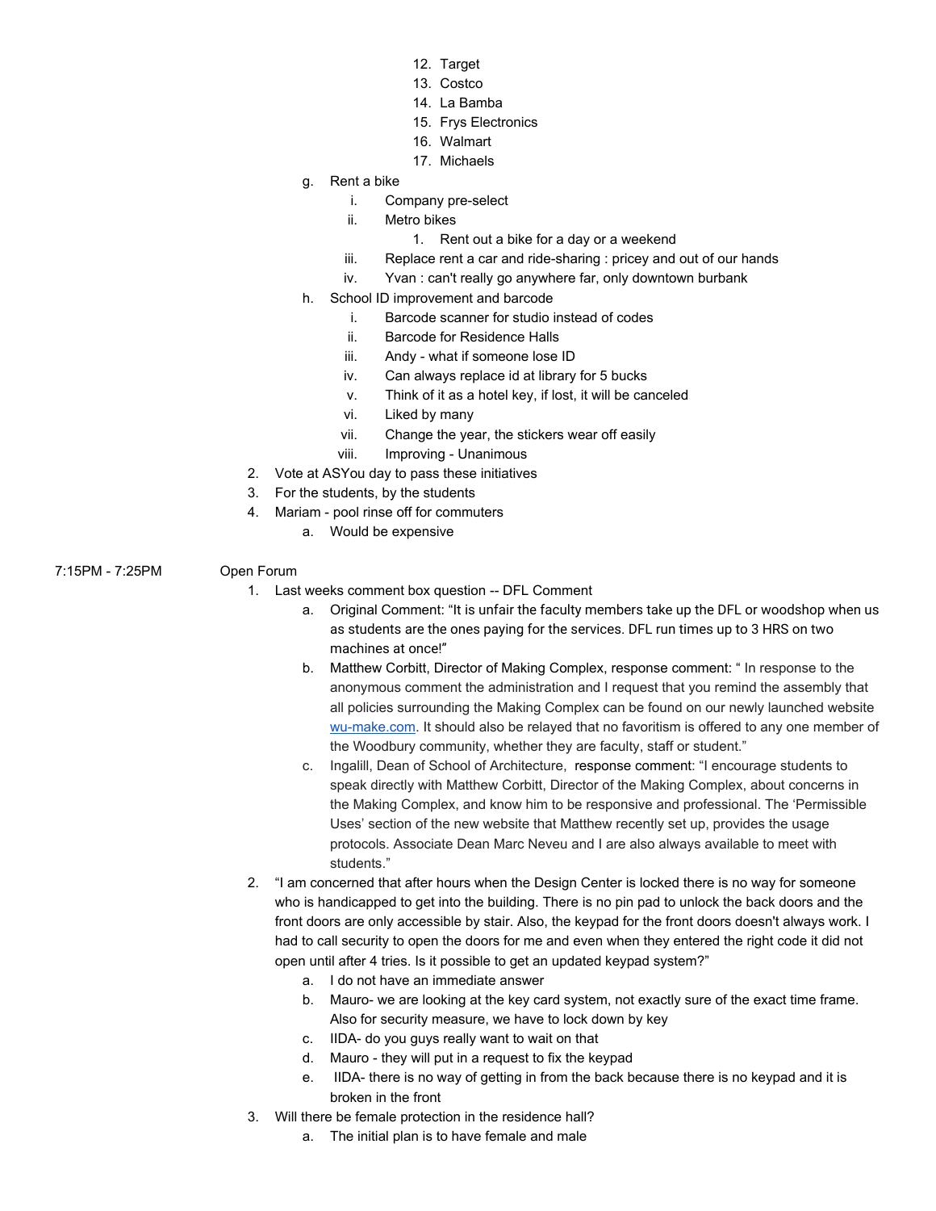12. Target
13. Costco
14. La Bamba
15. Frys Electronics
16. Walmart
17. Michaels

g. Rent a bike
    i. Company pre-select
    ii. Metro bikes
        1. Rent out a bike for a day or a weekend
    iii. Replace rent a car and ride-sharing : pricey and out of our hands
    iv. Yvan : can't really go anywhere far, only downtown burbank

h. School ID improvement and barcode
    i. Barcode scanner for studio instead of codes
    ii. Barcode for Residence Halls
    iii. Andy - what if someone lose ID
    iv. Can always replace id at library for 5 bucks
    v. Think of it as a hotel key, if lost, it will be canceled
    vi. Liked by many
    vii. Change the year, the stickers wear off easily
    viii. Improving - Unanimous

2. Vote at ASYou day to pass these initiatives
3. For the students, by the students
4. Mariam - pool rinse off for commuters
    a. Would be expensive

7:15PM - 7:25PM Open Forum

1. Last weeks comment box question -- DFL Comment
    a. Original Comment: "It is unfair the faculty members take up the DFL or woodshop when us as students are the ones paying for the services. DFL run times up to 3 HRS on two machines at once!"
    b. Matthew Corbitt, Director of Making Complex, response comment: " In response to the anonymous comment the administration and I request that you remind the assembly that all policies surrounding the Making Complex can be found on our newly launched website [wu-make.com](wu-make.com). It should also be relayed that no favoritism is offered to any one member of the Woodbury community, whether they are faculty, staff or student."
    c. Ingalill, Dean of School of Architecture, response comment: "I encourage students to speak directly with Matthew Corbitt, Director of the Making Complex, about concerns in the Making Complex, and know him to be responsive and professional. The 'Permissible Uses' section of the new website that Matthew recently set up, provides the usage protocols. Associate Dean Marc Neveu and I are also always available to meet with students."
2. "I am concerned that after hours when the Design Center is locked there is no way for someone who is handicapped to get into the building. There is no pin pad to unlock the back doors and the front doors are only accessible by stair. Also, the keypad for the front doors doesn't always work. I had to call security to open the doors for me and even when they entered the right code it did not open until after 4 tries. Is it possible to get an updated keypad system?"
    a. I do not have an immediate answer
    b. Mauro- we are looking at the key card system, not exactly sure of the exact time frame. Also for security measure, we have to lock down by key
    c. IIDA- do you guys really want to wait on that
    d. Mauro - they will put in a request to fix the keypad
    e. IIDA- there is no way of getting in from the back because there is no keypad and it is broken in the front
3. Will there be female protection in the residence hall?
    a. The initial plan is to have female and male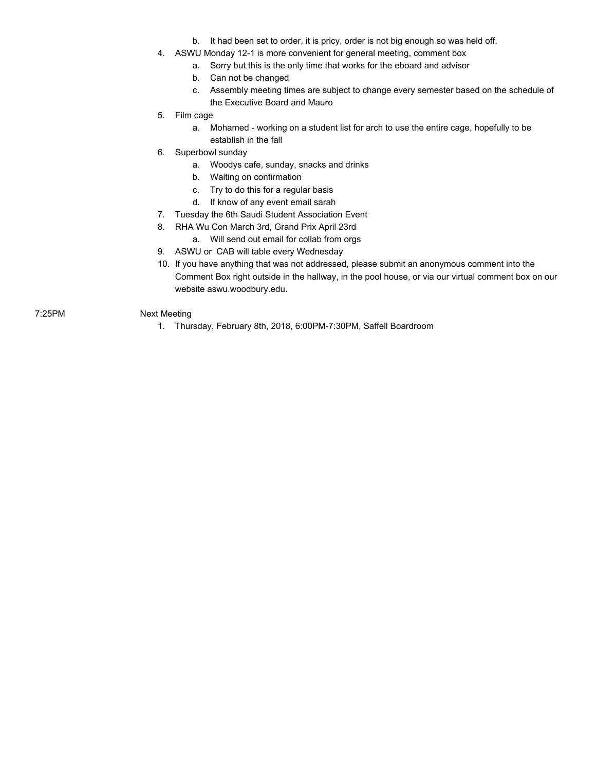b. It had been set to order, it is pricy, order is not big enough so was held off.

4. ASWU Monday 12-1 is more convenient for general meeting, comment box
   a. Sorry but this is the only time that works for the eboard and advisor
   b. Can not be changed
   c. Assembly meeting times are subject to change every semester based on the schedule of the Executive Board and Mauro
5. Film cage
   a. Mohamed - working on a student list for arch to use the entire cage, hopefully to be establish in the fall
6. Superbowl sunday
   a. Woodys cafe, sunday, snacks and drinks
   b. Waiting on confirmation
   c. Try to do this for a regular basis
   d. If know of any event email sarah
7. Tuesday the 6th Saudi Student Association Event
8. RHA Wu Con March 3rd, Grand Prix April 23rd
   a. Will send out email for collab from orgs
9. ASWU or CAB will table every Wednesday
10. If you have anything that was not addressed, please submit an anonymous comment into the Comment Box right outside in the hallway, in the pool house, or via our virtual comment box on our website aswu.woodbury.edu.

7:25PM Next Meeting

1. Thursday, February 8th, 2018, 6:00PM-7:30PM, Saffell Boardroom